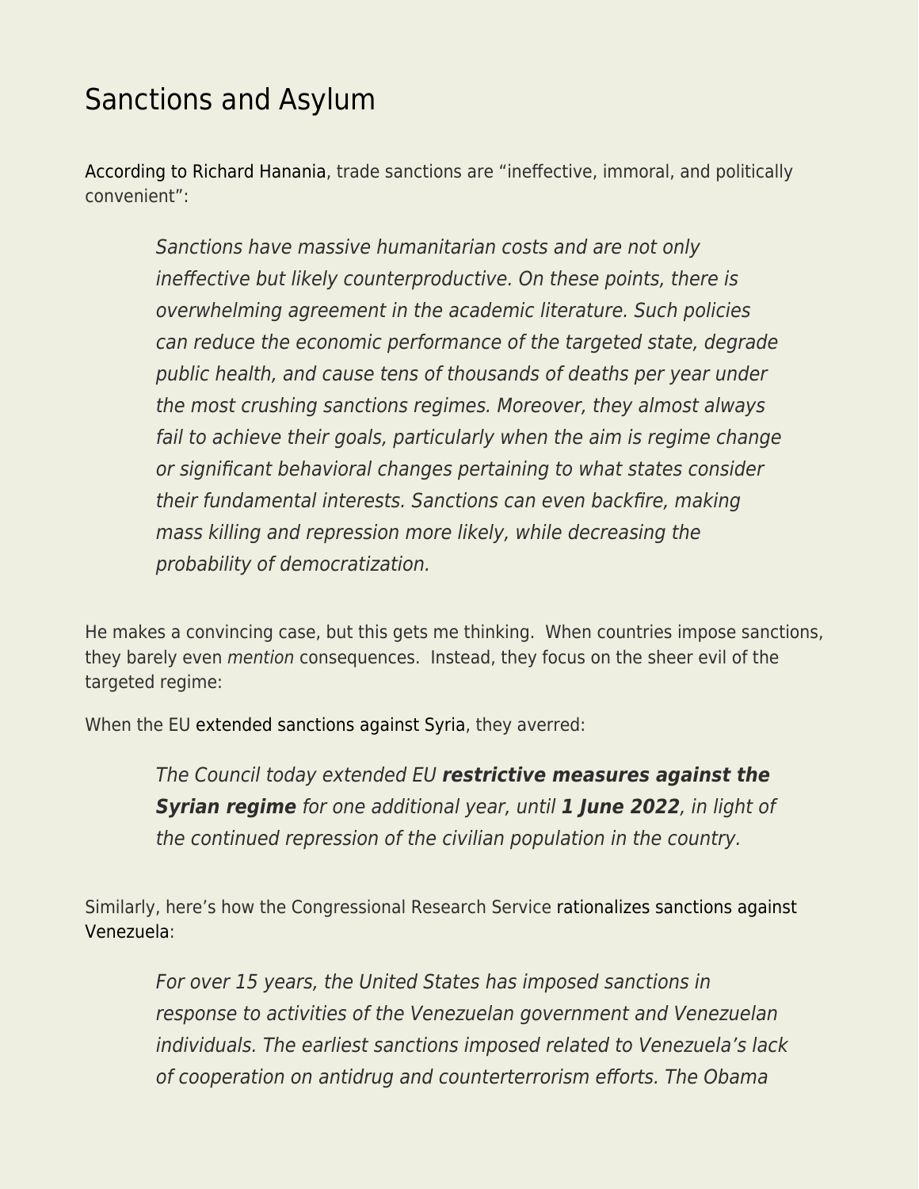# Sanctions and Asylum

According to Richard Hanania, trade sanctions are "ineffective, immoral, and politically convenient":

> *Sanctions have massive humanitarian costs and are not only ineffective but likely counterproductive. On these points, there is overwhelming agreement in the academic literature. Such policies can reduce the economic performance of the targeted state, degrade public health, and cause tens of thousands of deaths per year under the most crushing sanctions regimes. Moreover, they almost always fail to achieve their goals, particularly when the aim is regime change or significant behavioral changes pertaining to what states consider their fundamental interests. Sanctions can even backfire, making mass killing and repression more likely, while decreasing the probability of democratization.*

He makes a convincing case, but this gets me thinking. When countries impose sanctions, they barely even *mention* consequences. Instead, they focus on the sheer evil of the targeted regime:

When the EU extended sanctions against Syria, they averred:

> *The Council today extended EU* ***restrictive measures against the Syrian regime*** *for one additional year, until* ***1 June 2022****, in light of the continued repression of the civilian population in the country.*

Similarly, here's how the Congressional Research Service rationalizes sanctions against Venezuela:

> *For over 15 years, the United States has imposed sanctions in response to activities of the Venezuelan government and Venezuelan individuals. The earliest sanctions imposed related to Venezuela's lack of cooperation on antidrug and counterterrorism efforts. The Obama*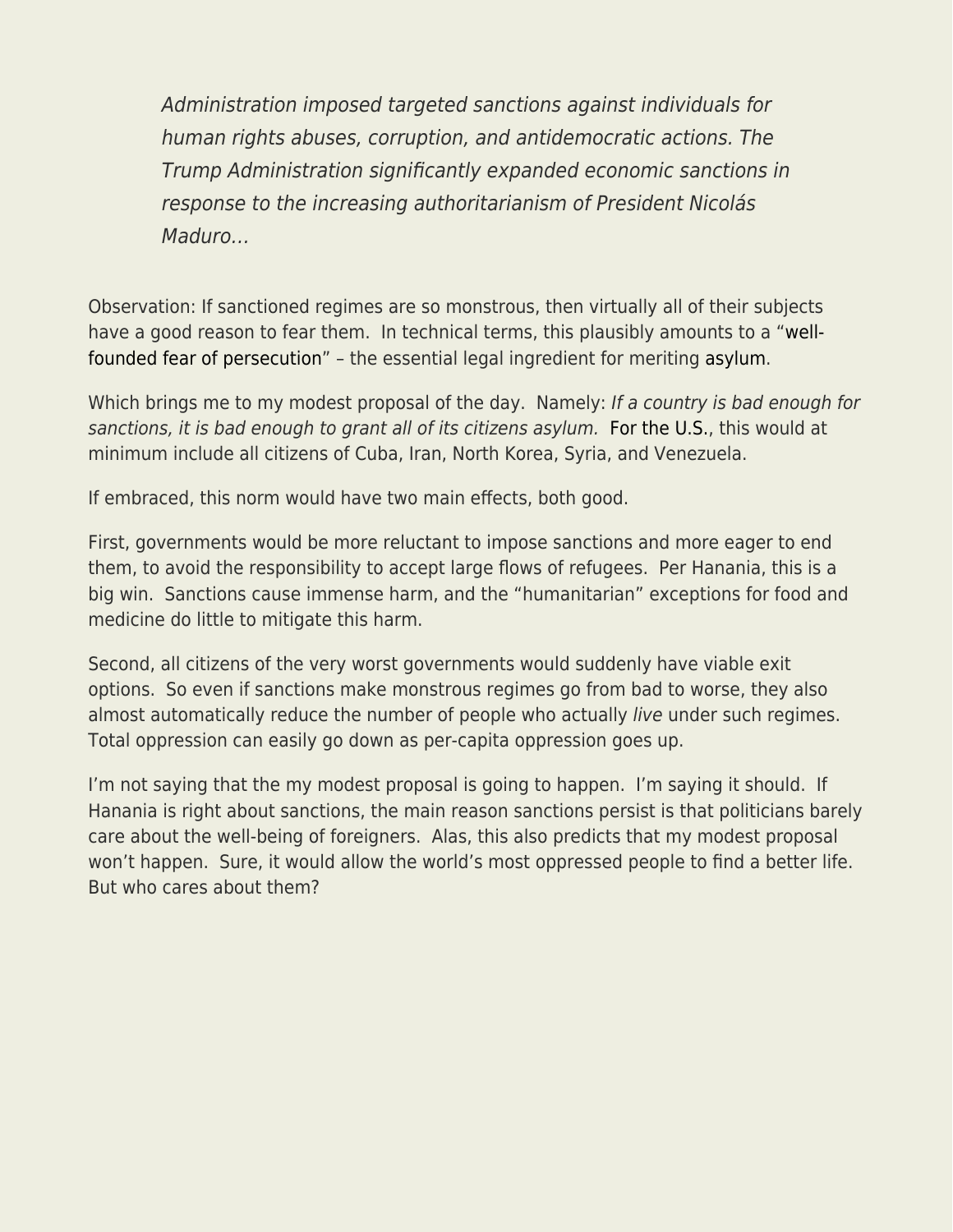> *Administration imposed targeted sanctions against individuals for human rights abuses, corruption, and antidemocratic actions. The Trump Administration significantly expanded economic sanctions in response to the increasing authoritarianism of President Nicolás Maduro…*

Observation: If sanctioned regimes are so monstrous, then virtually all of their subjects have a good reason to fear them. In technical terms, this plausibly amounts to a "well-founded fear of persecution" – the essential legal ingredient for meriting asylum.

Which brings me to my modest proposal of the day. Namely: *If a country is bad enough for sanctions, it is bad enough to grant all of its citizens asylum.* For the U.S., this would at minimum include all citizens of Cuba, Iran, North Korea, Syria, and Venezuela.

If embraced, this norm would have two main effects, both good.

First, governments would be more reluctant to impose sanctions and more eager to end them, to avoid the responsibility to accept large flows of refugees. Per Hanania, this is a big win. Sanctions cause immense harm, and the "humanitarian" exceptions for food and medicine do little to mitigate this harm.

Second, all citizens of the very worst governments would suddenly have viable exit options. So even if sanctions make monstrous regimes go from bad to worse, they also almost automatically reduce the number of people who actually *live* under such regimes. Total oppression can easily go down as per-capita oppression goes up.

I'm not saying that the my modest proposal is going to happen. I'm saying it should. If Hanania is right about sanctions, the main reason sanctions persist is that politicians barely care about the well-being of foreigners. Alas, this also predicts that my modest proposal won't happen. Sure, it would allow the world's most oppressed people to find a better life. But who cares about them?